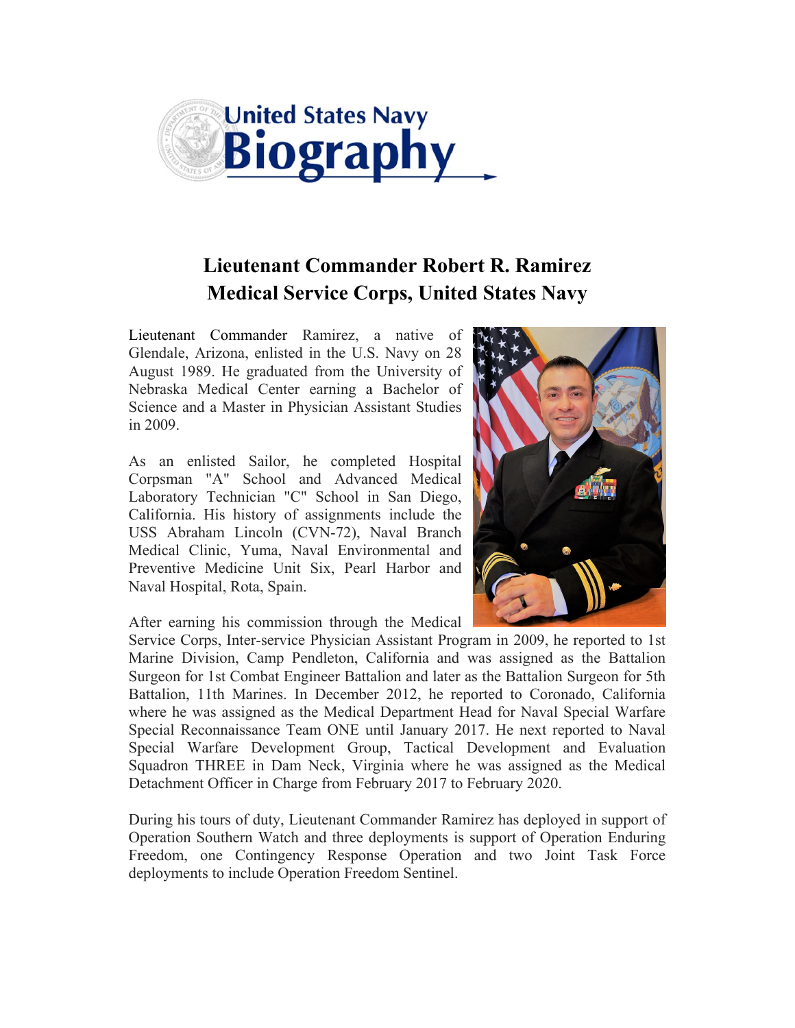United States Navy
# Biography

## Lieutenant Commander Robert R. Ramirez
## Medical Service Corps, United States Navy

Lieutenant Commander Ramirez, a native of Glendale, Arizona, enlisted in the U.S. Navy on 28 August 1989. He graduated from the University of Nebraska Medical Center earning a Bachelor of Science and a Master in Physician Assistant Studies in 2009.

As an enlisted Sailor, he completed Hospital Corpsman "A" School and Advanced Medical Laboratory Technician "C" School in San Diego, California. His history of assignments include the USS Abraham Lincoln (CVN-72), Naval Branch Medical Clinic, Yuma, Naval Environmental and Preventive Medicine Unit Six, Pearl Harbor and Naval Hospital, Rota, Spain.

After earning his commission through the Medical Service Corps, Inter-service Physician Assistant Program in 2009, he reported to 1st Marine Division, Camp Pendleton, California and was assigned as the Battalion Surgeon for 1st Combat Engineer Battalion and later as the Battalion Surgeon for 5th Battalion, 11th Marines. In December 2012, he reported to Coronado, California where he was assigned as the Medical Department Head for Naval Special Warfare Special Reconnaissance Team ONE until January 2017. He next reported to Naval Special Warfare Development Group, Tactical Development and Evaluation Squadron THREE in Dam Neck, Virginia where he was assigned as the Medical Detachment Officer in Charge from February 2017 to February 2020.

During his tours of duty, Lieutenant Commander Ramirez has deployed in support of Operation Southern Watch and three deployments is support of Operation Enduring Freedom, one Contingency Response Operation and two Joint Task Force deployments to include Operation Freedom Sentinel.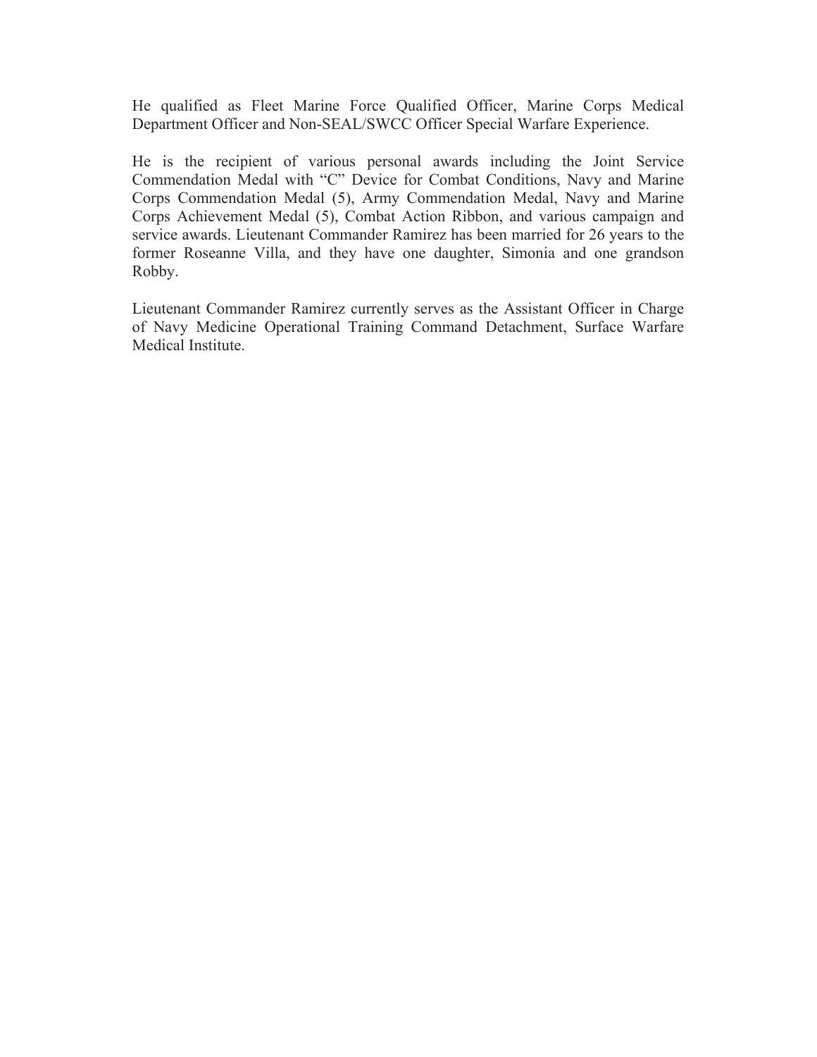He qualified as Fleet Marine Force Qualified Officer, Marine Corps Medical Department Officer and Non-SEAL/SWCC Officer Special Warfare Experience.

He is the recipient of various personal awards including the Joint Service Commendation Medal with "C" Device for Combat Conditions, Navy and Marine Corps Commendation Medal (5), Army Commendation Medal, Navy and Marine Corps Achievement Medal (5), Combat Action Ribbon, and various campaign and service awards. Lieutenant Commander Ramirez has been married for 26 years to the former Roseanne Villa, and they have one daughter, Simonia and one grandson Robby.

Lieutenant Commander Ramirez currently serves as the Assistant Officer in Charge of Navy Medicine Operational Training Command Detachment, Surface Warfare Medical Institute.